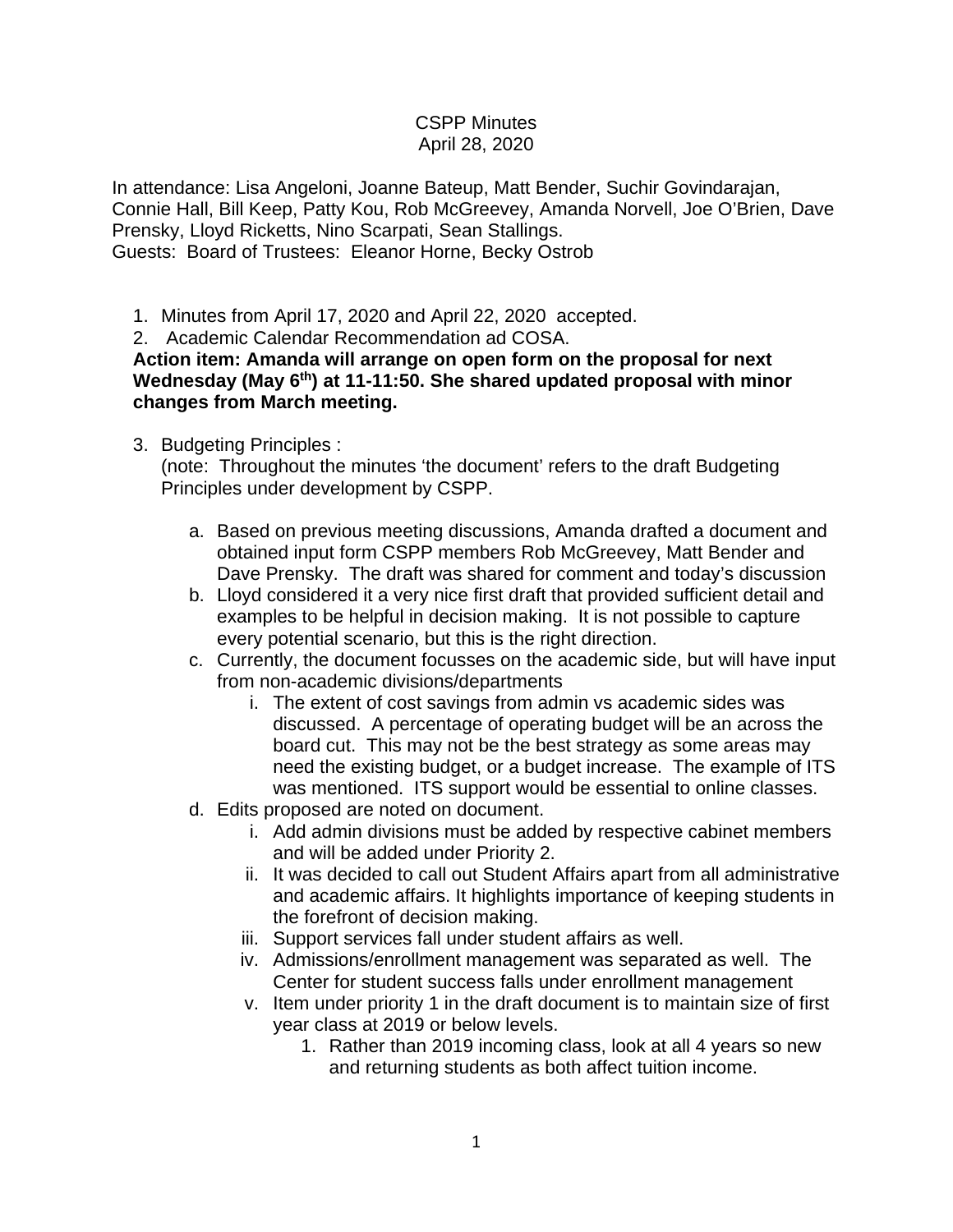CSPP Minutes
April 28, 2020

In attendance: Lisa Angeloni, Joanne Bateup, Matt Bender, Suchir Govindarajan, Connie Hall, Bill Keep, Patty Kou, Rob McGreevey, Amanda Norvell, Joe O'Brien, Dave Prensky, Lloyd Ricketts, Nino Scarpati, Sean Stallings.
Guests: Board of Trustees: Eleanor Horne, Becky Ostrob

1. Minutes from April 17, 2020 and April 22, 2020 accepted.
2. Academic Calendar Recommendation ad COSA.

**Action item: Amanda will arrange on open form on the proposal for next Wednesday (May 6th) at 11-11:50. She shared updated proposal with minor changes from March meeting.**

3. Budgeting Principles :
   (note: Throughout the minutes 'the document' refers to the draft Budgeting Principles under development by CSPP.
   a. Based on previous meeting discussions, Amanda drafted a document and obtained input form CSPP members Rob McGreevey, Matt Bender and Dave Prensky. The draft was shared for comment and today's discussion
   b. Lloyd considered it a very nice first draft that provided sufficient detail and examples to be helpful in decision making. It is not possible to capture every potential scenario, but this is the right direction.
   c. Currently, the document focusses on the academic side, but will have input from non-academic divisions/departments
      i. The extent of cost savings from admin vs academic sides was discussed. A percentage of operating budget will be an across the board cut. This may not be the best strategy as some areas may need the existing budget, or a budget increase. The example of ITS was mentioned. ITS support would be essential to online classes.
   d. Edits proposed are noted on document.
      i. Add admin divisions must be added by respective cabinet members and will be added under Priority 2.
      ii. It was decided to call out Student Affairs apart from all administrative and academic affairs. It highlights importance of keeping students in the forefront of decision making.
      iii. Support services fall under student affairs as well.
      iv. Admissions/enrollment management was separated as well. The Center for student success falls under enrollment management
      v. Item under priority 1 in the draft document is to maintain size of first year class at 2019 or below levels.
         1. Rather than 2019 incoming class, look at all 4 years so new and returning students as both affect tuition income.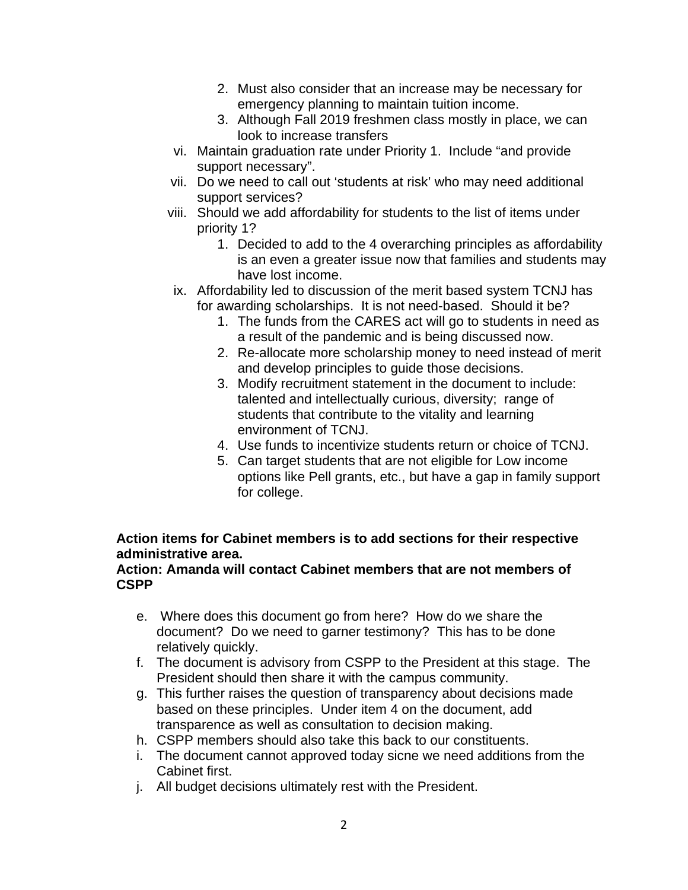2. Must also consider that an increase may be necessary for emergency planning to maintain tuition income.
3. Although Fall 2019 freshmen class mostly in place, we can look to increase transfers

vi. Maintain graduation rate under Priority 1. Include "and provide support necessary".

vii. Do we need to call out 'students at risk' who may need additional support services?

viii. Should we add affordability for students to the list of items under priority 1?

1. Decided to add to the 4 overarching principles as affordability is an even a greater issue now that families and students may have lost income.

ix. Affordability led to discussion of the merit based system TCNJ has for awarding scholarships. It is not need-based. Should it be?

1. The funds from the CARES act will go to students in need as a result of the pandemic and is being discussed now.
2. Re-allocate more scholarship money to need instead of merit and develop principles to guide those decisions.
3. Modify recruitment statement in the document to include: talented and intellectually curious, diversity; range of students that contribute to the vitality and learning environment of TCNJ.
4. Use funds to incentivize students return or choice of TCNJ.
5. Can target students that are not eligible for Low income options like Pell grants, etc., but have a gap in family support for college.

**Action items for Cabinet members is to add sections for their respective administrative area.**
**Action: Amanda will contact Cabinet members that are not members of CSPP**

e. Where does this document go from here? How do we share the document? Do we need to garner testimony? This has to be done relatively quickly.

f. The document is advisory from CSPP to the President at this stage. The President should then share it with the campus community.

g. This further raises the question of transparency about decisions made based on these principles. Under item 4 on the document, add transparence as well as consultation to decision making.

h. CSPP members should also take this back to our constituents.

i. The document cannot approved today sicne we need additions from the Cabinet first.

j. All budget decisions ultimately rest with the President.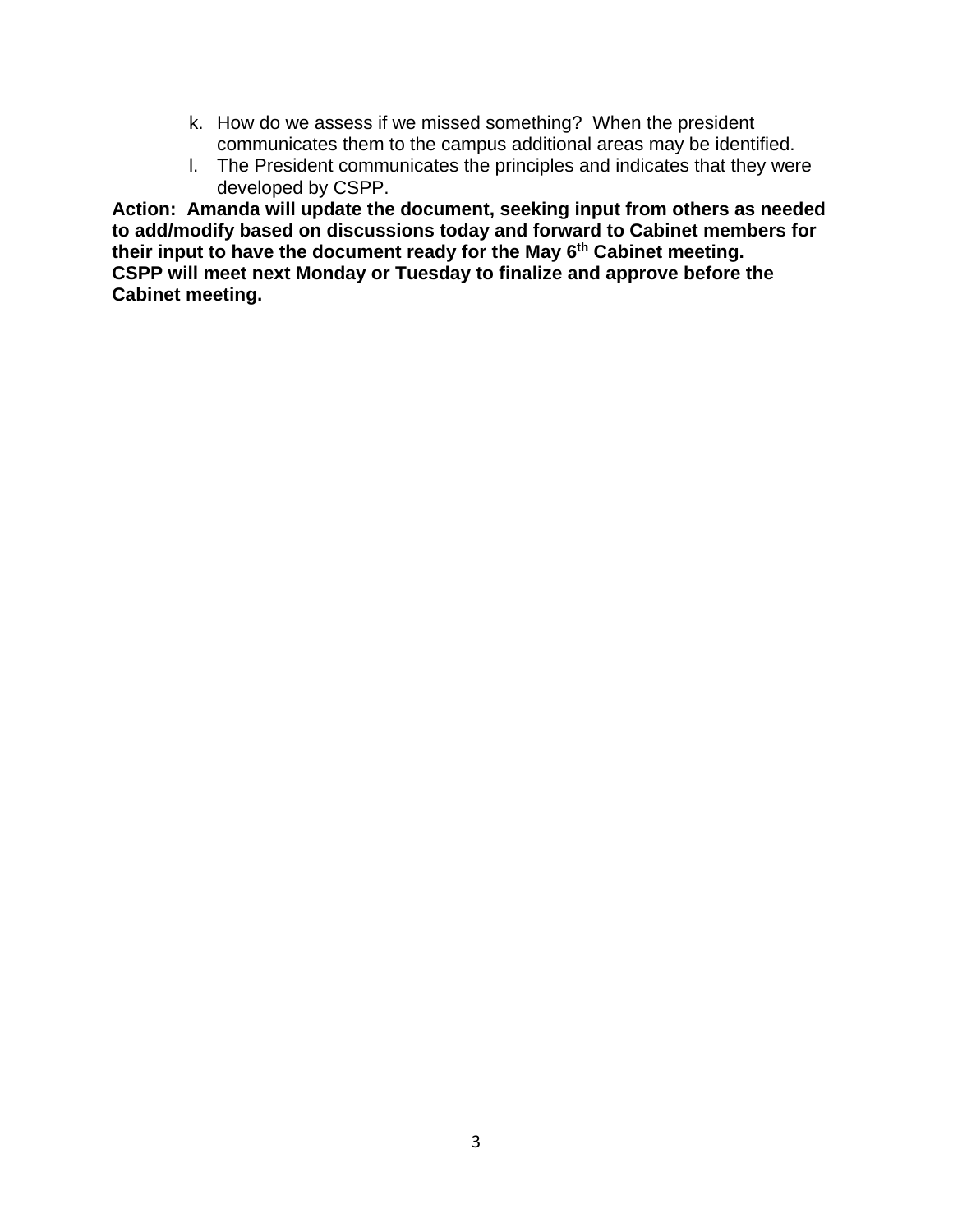k. How do we assess if we missed something? When the president communicates them to the campus additional areas may be identified.
l. The President communicates the principles and indicates that they were developed by CSPP.

**Action: Amanda will update the document, seeking input from others as needed to add/modify based on discussions today and forward to Cabinet members for their input to have the document ready for the May 6th Cabinet meeting.**
**CSPP will meet next Monday or Tuesday to finalize and approve before the Cabinet meeting.**